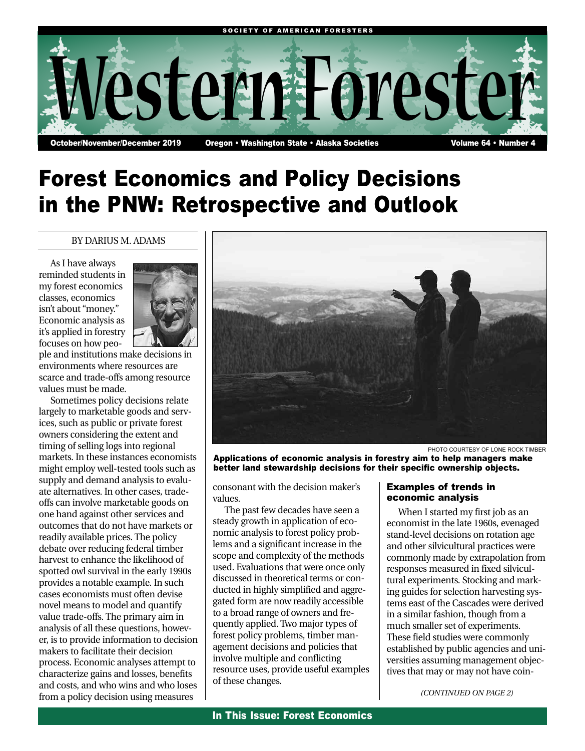SOCIETY OF AMERICAN FORESTERS

# Western Forester

October/November/December 2019 — Oregon • Washington State • Alaska Societies — Volume 64 • Number 4

# Forest Economics and Policy Decisions in the PNW: Retrospective and Outlook

BY DARIUS M. ADAMS

As I have always reminded students in my forest economics classes, economics isn't about "money." Economic analysis as it's applied in forestry focuses on how people and institutions make decisions in environments where resources are scarce and trade-offs among resource values must be made.

Sometimes policy decisions relate largely to marketable goods and services, such as public or private forest owners considering the extent and timing of selling logs into regional markets. In these instances economists might employ well-tested tools such as supply and demand analysis to evaluate alternatives. In other cases, trade-offs can involve marketable goods on one hand against other services and outcomes that do not have markets or readily available prices. The policy debate over reducing federal timber harvest to enhance the likelihood of spotted owl survival in the early 1990s provides a notable example. In such cases economists must often devise novel means to model and quantify value trade-offs. The primary aim in analysis of all these questions, however, is to provide information to decision makers to facilitate their decision process. Economic analyses attempt to characterize gains and losses, benefits and costs, and who wins and who loses from a policy decision using measures consonant with the decision maker's values.

The past few decades have seen a steady growth in application of economic analysis to forest policy problems and a significant increase in the scope and complexity of the methods used. Evaluations that were once only discussed in theoretical terms or conducted in highly simplified and aggregated form are now readily accessible to a broad range of owners and frequently applied. Two major types of forest policy problems, timber management decisions and policies that involve multiple and conflicting resource uses, provide useful examples of these changes.

PHOTO COURTESY OF LONE ROCK TIMBER

**Applications of economic analysis in forestry aim to help managers make better land stewardship decisions for their specific ownership objects.**

### Examples of trends in economic analysis

When I started my first job as an economist in the late 1960s, evenaged stand-level decisions on rotation age and other silvicultural practices were commonly made by extrapolation from responses measured in fixed silvicultural experiments. Stocking and marking guides for selection harvesting systems east of the Cascades were derived in a similar fashion, though from a much smaller set of experiments. These field studies were commonly established by public agencies and universities assuming management objectives that may or may not have coin-

*(CONTINUED ON PAGE 2)*

**In This Issue: Forest Economics**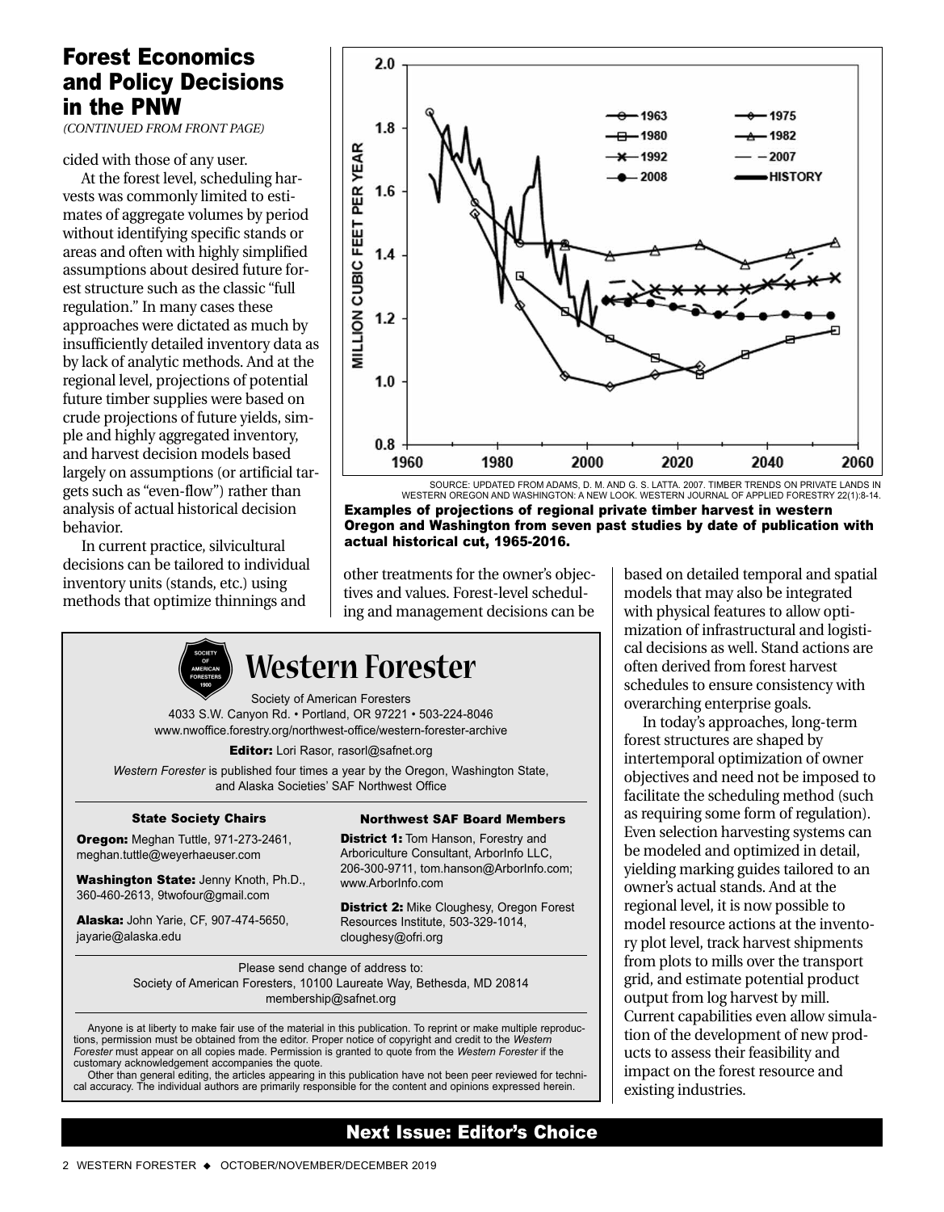## Forest Economics and Policy Decisions in the PNW

*(CONTINUED FROM FRONT PAGE)*

cided with those of any user.

At the forest level, scheduling harvests was commonly limited to estimates of aggregate volumes by period without identifying specific stands or areas and often with highly simplified assumptions about desired future forest structure such as the classic "full regulation." In many cases these approaches were dictated as much by insufficiently detailed inventory data as by lack of analytic methods. And at the regional level, projections of potential future timber supplies were based on crude projections of future yields, simple and highly aggregated inventory, and harvest decision models based largely on assumptions (or artificial targets such as "even-flow") rather than analysis of actual historical decision behavior.

In current practice, silvicultural decisions can be tailored to individual inventory units (stands, etc.) using methods that optimize thinnings and other treatments for the owner's objectives and values. Forest-level scheduling and management decisions can be based on detailed temporal and spatial models that may also be integrated with physical features to allow optimization of infrastructural and logistical decisions as well. Stand actions are often derived from forest harvest schedules to ensure consistency with overarching enterprise goals.

In today's approaches, long-term forest structures are shaped by intertemporal optimization of owner objectives and need not be imposed to facilitate the scheduling method (such as requiring some form of regulation). Even selection harvesting systems can be modeled and optimized in detail, yielding marking guides tailored to an owner's actual stands. And at the regional level, it is now possible to model resource actions at the inventory plot level, track harvest shipments from plots to mills over the transport grid, and estimate potential product output from log harvest by mill. Current capabilities even allow simulation of the development of new products to assess their feasibility and impact on the forest resource and existing industries.

SOURCE: UPDATED FROM ADAMS, D. M. AND G. S. LATTA. 2007. TIMBER TRENDS ON PRIVATE LANDS IN WESTERN OREGON AND WASHINGTON: A NEW LOOK. WESTERN JOURNAL OF APPLIED FORESTRY 22(1):8-14.

**Examples of projections of regional private timber harvest in western Oregon and Washington from seven past studies by date of publication with actual historical cut, 1965-2016.**

---

# Western Forester

Society of American Foresters
4033 S.W. Canyon Rd. • Portland, OR 97221 • 503-224-8046
www.nwoffice.forestry.org/northwest-office/western-forester-archive

**Editor:** Lori Rasor, rasorl@safnet.org

*Western Forester* is published four times a year by the Oregon, Washington State, and Alaska Societies' SAF Northwest Office

**State Society Chairs**

**Oregon:** Meghan Tuttle, 971-273-2461, meghan.tuttle@weyerhaeuser.com

**Washington State:** Jenny Knoth, Ph.D., 360-460-2613, 9twofour@gmail.com

**Alaska:** John Yarie, CF, 907-474-5650, jayarie@alaska.edu

**Northwest SAF Board Members**

**District 1:** Tom Hanson, Forestry and Arboriculture Consultant, ArborInfo LLC, 206-300-9711, tom.hanson@ArborInfo.com; www.ArborInfo.com

**District 2:** Mike Cloughesy, Oregon Forest Resources Institute, 503-329-1014, cloughesy@ofri.org

Please send change of address to:
Society of American Foresters, 10100 Laureate Way, Bethesda, MD 20814
membership@safnet.org

Anyone is at liberty to make fair use of the material in this publication. To reprint or make multiple reproductions, permission must be obtained from the editor. Proper notice of copyright and credit to the *Western Forester* must appear on all copies made. Permission is granted to quote from the *Western Forester* if the customary acknowledgement accompanies the quote.

Other than general editing, the articles appearing in this publication have not been peer reviewed for technical accuracy. The individual authors are primarily responsible for the content and opinions expressed herein.

**Next Issue: Editor's Choice**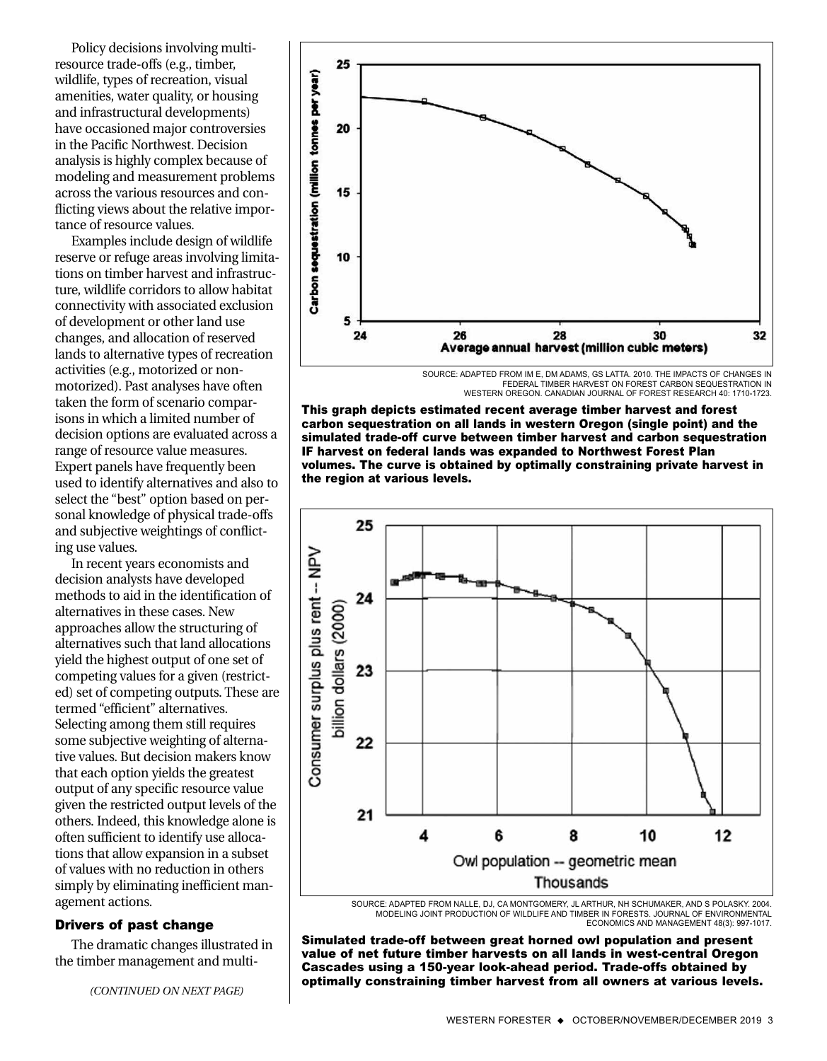Policy decisions involving multi-resource trade-offs (e.g., timber, wildlife, types of recreation, visual amenities, water quality, or housing and infrastructural developments) have occasioned major controversies in the Pacific Northwest. Decision analysis is highly complex because of modeling and measurement problems across the various resources and conflicting views about the relative importance of resource values.

Examples include design of wildlife reserve or refuge areas involving limitations on timber harvest and infrastructure, wildlife corridors to allow habitat connectivity with associated exclusion of development or other land use changes, and allocation of reserved lands to alternative types of recreation activities (e.g., motorized or non-motorized). Past analyses have often taken the form of scenario comparisons in which a limited number of decision options are evaluated across a range of resource value measures. Expert panels have frequently been used to identify alternatives and also to select the "best" option based on personal knowledge of physical trade-offs and subjective weightings of conflicting use values.

In recent years economists and decision analysts have developed methods to aid in the identification of alternatives in these cases. New approaches allow the structuring of alternatives such that land allocations yield the highest output of one set of competing values for a given (restricted) set of competing outputs. These are termed "efficient" alternatives. Selecting among them still requires some subjective weighting of alternative values. But decision makers know that each option yields the greatest output of any specific resource value given the restricted output levels of the others. Indeed, this knowledge alone is often sufficient to identify use allocations that allow expansion in a subset of values with no reduction in others simply by eliminating inefficient management actions.

### Drivers of past change

The dramatic changes illustrated in the timber management and multi-

*(CONTINUED ON NEXT PAGE)*

SOURCE: ADAPTED FROM IM E, DM ADAMS, GS LATTA. 2010. THE IMPACTS OF CHANGES IN FEDERAL TIMBER HARVEST ON FOREST CARBON SEQUESTRATION IN WESTERN OREGON. CANADIAN JOURNAL OF FOREST RESEARCH 40: 1710-1723.

**This graph depicts estimated recent average timber harvest and forest carbon sequestration on all lands in western Oregon (single point) and the simulated trade-off curve between timber harvest and carbon sequestration IF harvest on federal lands was expanded to Northwest Forest Plan volumes. The curve is obtained by optimally constraining private harvest in the region at various levels.**

SOURCE: ADAPTED FROM NALLE, DJ, CA MONTGOMERY, JL ARTHUR, NH SCHUMAKER, AND S POLASKY. 2004. MODELING JOINT PRODUCTION OF WILDLIFE AND TIMBER IN FORESTS. JOURNAL OF ENVIRONMENTAL ECONOMICS AND MANAGEMENT 48(3): 997-1017.

**Simulated trade-off between great horned owl population and present value of net future timber harvests on all lands in west-central Oregon Cascades using a 150-year look-ahead period. Trade-offs obtained by optimally constraining timber harvest from all owners at various levels.**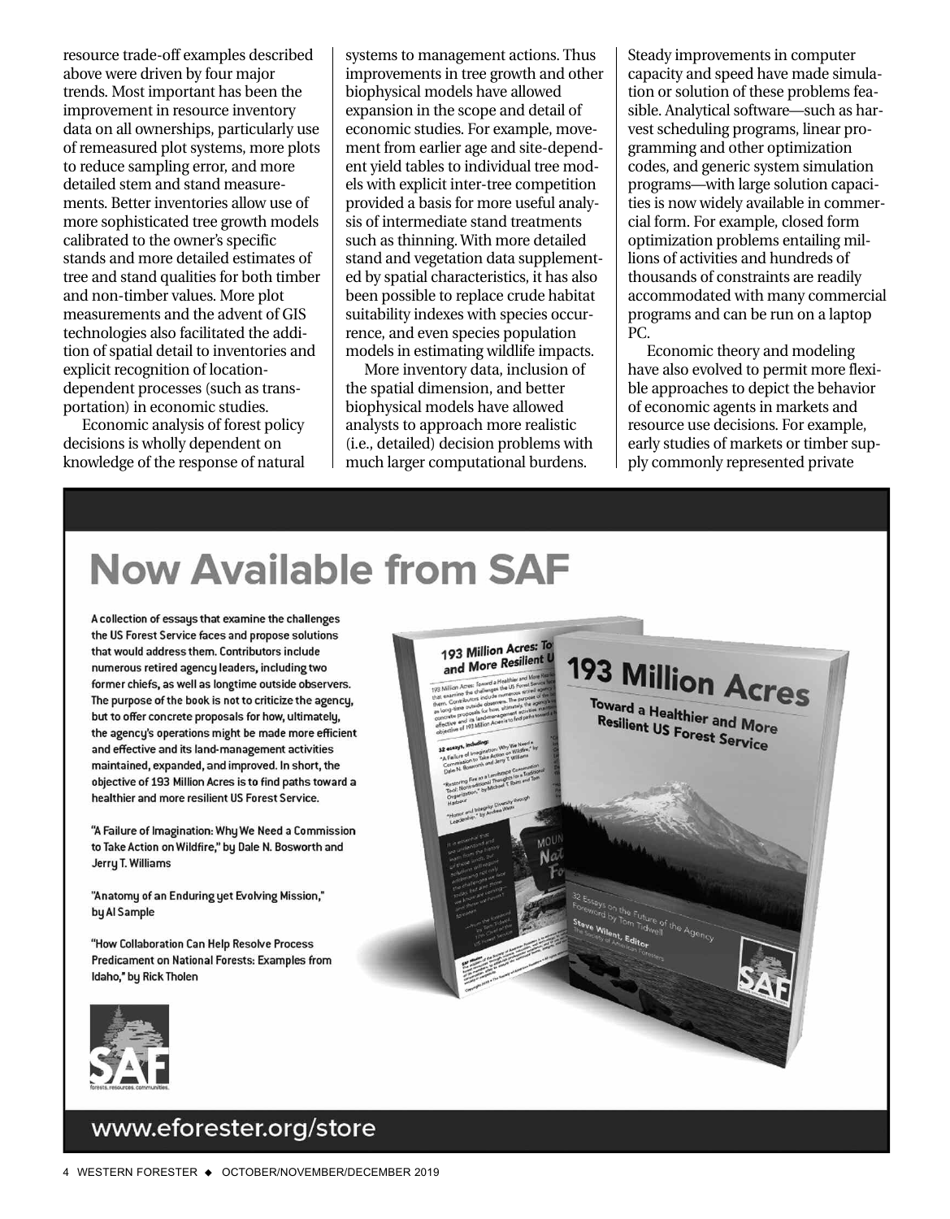resource trade-off examples described above were driven by four major trends. Most important has been the improvement in resource inventory data on all ownerships, particularly use of remeasured plot systems, more plots to reduce sampling error, and more detailed stem and stand measurements. Better inventories allow use of more sophisticated tree growth models calibrated to the owner's specific stands and more detailed estimates of tree and stand qualities for both timber and non-timber values. More plot measurements and the advent of GIS technologies also facilitated the addition of spatial detail to inventories and explicit recognition of location-dependent processes (such as transportation) in economic studies.

Economic analysis of forest policy decisions is wholly dependent on knowledge of the response of natural systems to management actions. Thus improvements in tree growth and other biophysical models have allowed expansion in the scope and detail of economic studies. For example, movement from earlier age and site-dependent yield tables to individual tree models with explicit inter-tree competition provided a basis for more useful analysis of intermediate stand treatments such as thinning. With more detailed stand and vegetation data supplemented by spatial characteristics, it has also been possible to replace crude habitat suitability indexes with species occurrence, and even species population models in estimating wildlife impacts.

More inventory data, inclusion of the spatial dimension, and better biophysical models have allowed analysts to approach more realistic (i.e., detailed) decision problems with much larger computational burdens. Steady improvements in computer capacity and speed have made simulation or solution of these problems feasible. Analytical software—such as harvest scheduling programs, linear programming and other optimization codes, and generic system simulation programs—with large solution capacities is now widely available in commercial form. For example, closed form optimization problems entailing millions of activities and hundreds of thousands of constraints are readily accommodated with many commercial programs and can be run on a laptop PC.

Economic theory and modeling have also evolved to permit more flexible approaches to depict the behavior of economic agents in markets and resource use decisions. For example, early studies of markets or timber supply commonly represented private

# Now Available from SAF

**A collection of essays that examine the challenges the US Forest Service faces and propose solutions that would address them. Contributors include numerous retired agency leaders, including two former chiefs, as well as longtime outside observers. The purpose of the book is not to criticize the agency, but to offer concrete proposals for how, ultimately, the agency's operations might be made more efficient and effective and its land-management activities maintained, expanded, and improved. In short, the objective of 193 Million Acres is to find paths toward a healthier and more resilient US Forest Service.**

"A Failure of Imagination: Why We Need a Commission to Take Action on Wildfire," by Dale N. Bosworth and Jerry T. Williams

"Anatomy of an Enduring yet Evolving Mission," by Al Sample

"How Collaboration Can Help Resolve Process Predicament on National Forests: Examples from Idaho," by Rick Tholen

**193 Million Acres**
Toward a Healthier and More Resilient US Forest Service

32 Essays on the Future of the Agency
Foreword by Tom Tidwell
Steve Wilent, Editor
The Society of American Foresters

www.eforester.org/store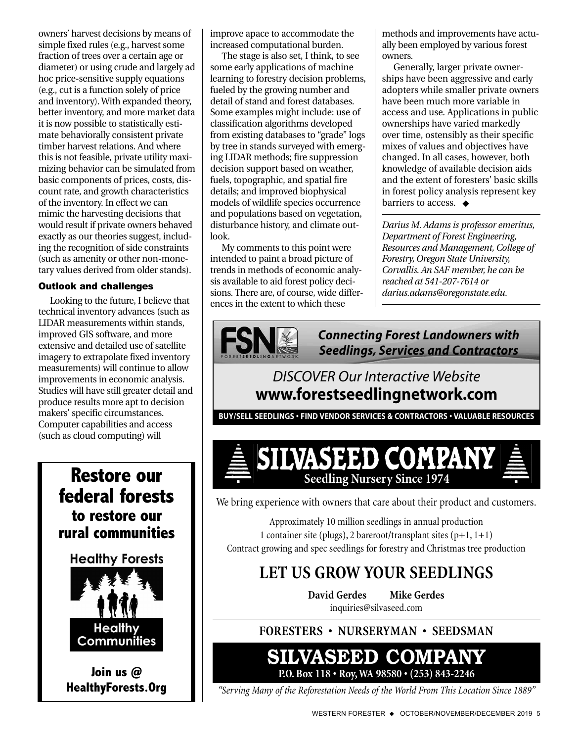owners' harvest decisions by means of simple fixed rules (e.g., harvest some fraction of trees over a certain age or diameter) or using crude and largely ad hoc price-sensitive supply equations (e.g., cut is a function solely of price and inventory). With expanded theory, better inventory, and more market data it is now possible to statistically estimate behaviorally consistent private timber harvest relations. And where this is not feasible, private utility maximizing behavior can be simulated from basic components of prices, costs, discount rate, and growth characteristics of the inventory. In effect we can mimic the harvesting decisions that would result if private owners behaved exactly as our theories suggest, including the recognition of side constraints (such as amenity or other non-monetary values derived from older stands).

### Outlook and challenges

Looking to the future, I believe that technical inventory advances (such as LIDAR measurements within stands, improved GIS software, and more extensive and detailed use of satellite imagery to extrapolate fixed inventory measurements) will continue to allow improvements in economic analysis. Studies will have still greater detail and produce results more apt to decision makers' specific circumstances. Computer capabilities and access (such as cloud computing) will improve apace to accommodate the increased computational burden.

The stage is also set, I think, to see some early applications of machine learning to forestry decision problems, fueled by the growing number and detail of stand and forest databases. Some examples might include: use of classification algorithms developed from existing databases to "grade" logs by tree in stands surveyed with emerging LIDAR methods; fire suppression decision support based on weather, fuels, topographic, and spatial fire details; and improved biophysical models of wildlife species occurrence and populations based on vegetation, disturbance history, and climate outlook.

My comments to this point were intended to paint a broad picture of trends in methods of economic analysis available to aid forest policy decisions. There are, of course, wide differences in the extent to which these methods and improvements have actually been employed by various forest owners.

Generally, larger private ownerships have been aggressive and early adopters while smaller private owners have been much more variable in access and use. Applications in public ownerships have varied markedly over time, ostensibly as their specific mixes of values and objectives have changed. In all cases, however, both knowledge of available decision aids and the extent of foresters' basic skills in forest policy analysis represent key barriers to access. ◆

*Darius M. Adams is professor emeritus, Department of Forest Engineering, Resources and Management, College of Forestry, Oregon State University, Corvallis. An SAF member, he can be reached at 541-207-7614 or darius.adams@oregonstate.edu.*

---

**Restore our federal forests to restore our rural communities**

Healthy Forests

Healthy Communities

**Join us @ HealthyForests.Org**

---

FSN FORESTSEEDLINGNETWORK

***Connecting Forest Landowners with Seedlings, Services and Contractors***

*DISCOVER Our Interactive Website*

**www.forestseedlingnetwork.com**

**BUY/SELL SEEDLINGS • FIND VENDOR SERVICES & CONTRACTORS • VALUABLE RESOURCES**

---

**SILVASEED COMPANY**

**Seedling Nursery Since 1974**

We bring experience with owners that care about their product and customers.

Approximately 10 million seedlings in annual production

1 container site (plugs), 2 bareroot/transplant sites (p+1, 1+1)

Contract growing and spec seedlings for forestry and Christmas tree production

**LET US GROW YOUR SEEDLINGS**

**David Gerdes** **Mike Gerdes**

inquiries@silvaseed.com

**FORESTERS • NURSERYMAN • SEEDSMAN**

**SILVASEED COMPANY**

**P.O. Box 118 • Roy, WA 98580 • (253) 843-2246**

*"Serving Many of the Reforestation Needs of the World From This Location Since 1889"*